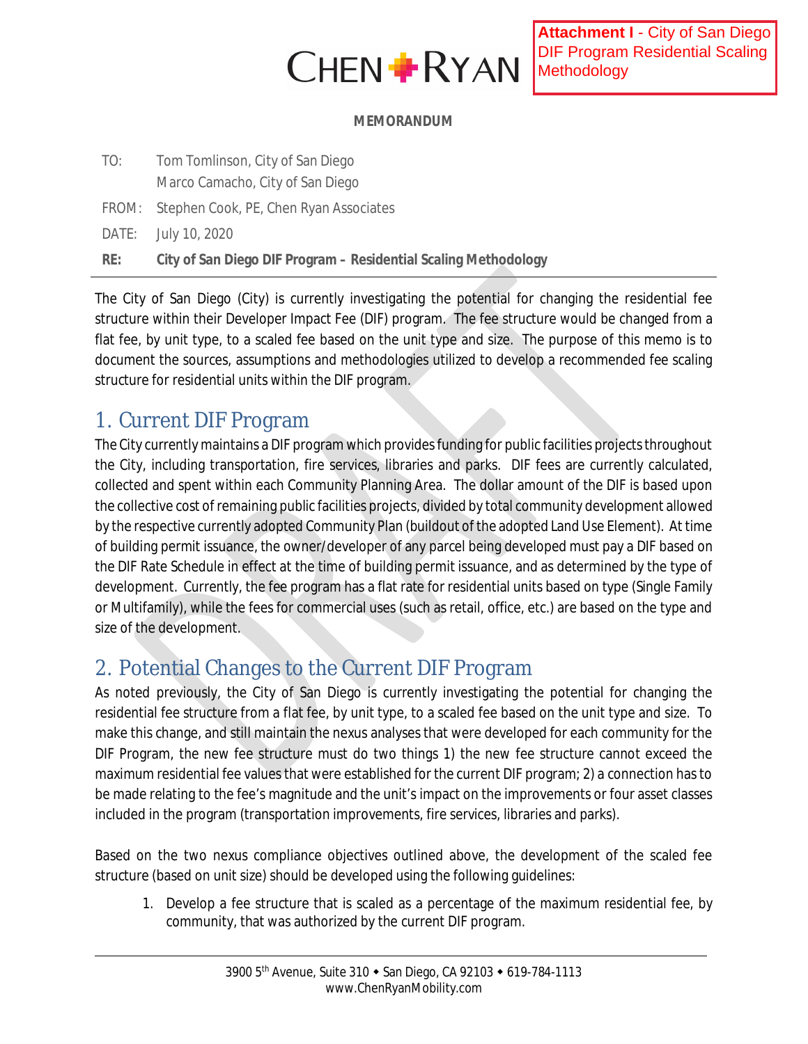**Attachment I** - City of San Diego DIF Program Residential Scaling Methodology

CHEN RYAN

**MEMORANDUM**

TO: Tom Tomlinson, City of San Diego
Marco Camacho, City of San Diego

FROM: Stephen Cook, PE, Chen Ryan Associates

DATE: July 10, 2020

**RE: City of San Diego DIF Program – Residential Scaling Methodology**

---

The City of San Diego (City) is currently investigating the potential for changing the residential fee structure within their Developer Impact Fee (DIF) program. The fee structure would be changed from a flat fee, by unit type, to a scaled fee based on the unit type and size. The purpose of this memo is to document the sources, assumptions and methodologies utilized to develop a recommended fee scaling structure for residential units within the DIF program.

## 1. Current DIF Program

The City currently maintains a DIF program which provides funding for public facilities projects throughout the City, including transportation, fire services, libraries and parks. DIF fees are currently calculated, collected and spent within each Community Planning Area. The dollar amount of the DIF is based upon the collective cost of remaining public facilities projects, divided by total community development allowed by the respective currently adopted Community Plan (buildout of the adopted Land Use Element). At time of building permit issuance, the owner/developer of any parcel being developed must pay a DIF based on the DIF Rate Schedule in effect at the time of building permit issuance, and as determined by the type of development. Currently, the fee program has a flat rate for residential units based on type (Single Family or Multifamily), while the fees for commercial uses (such as retail, office, etc.) are based on the type and size of the development.

## 2. Potential Changes to the Current DIF Program

As noted previously, the City of San Diego is currently investigating the potential for changing the residential fee structure from a flat fee, by unit type, to a scaled fee based on the unit type and size. To make this change, and still maintain the nexus analyses that were developed for each community for the DIF Program, the new fee structure must do two things 1) the new fee structure cannot exceed the maximum residential fee values that were established for the current DIF program; 2) a connection has to be made relating to the fee's magnitude and the unit's impact on the improvements or four asset classes included in the program (transportation improvements, fire services, libraries and parks).

Based on the two nexus compliance objectives outlined above, the development of the scaled fee structure (based on unit size) should be developed using the following guidelines:

1. Develop a fee structure that is scaled as a percentage of the maximum residential fee, by community, that was authorized by the current DIF program.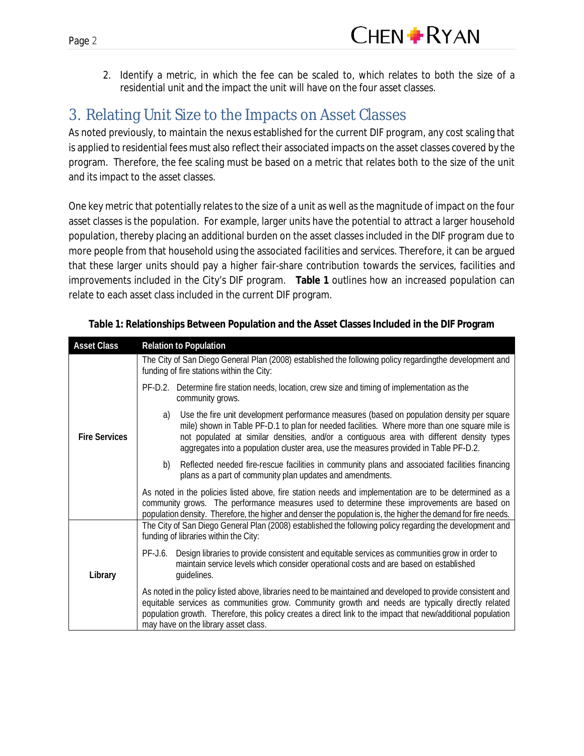2. Identify a metric, in which the fee can be scaled to, which relates to both the size of a residential unit and the impact the unit will have on the four asset classes.

## 3. Relating Unit Size to the Impacts on Asset Classes

As noted previously, to maintain the nexus established for the current DIF program, any cost scaling that is applied to residential fees must also reflect their associated impacts on the asset classes covered by the program. Therefore, the fee scaling must be based on a metric that relates both to the size of the unit and its impact to the asset classes.

One key metric that potentially relates to the size of a unit as well as the magnitude of impact on the four asset classes is the population. For example, larger units have the potential to attract a larger household population, thereby placing an additional burden on the asset classes included in the DIF program due to more people from that household using the associated facilities and services. Therefore, it can be argued that these larger units should pay a higher fair-share contribution towards the services, facilities and improvements included in the City's DIF program. **Table 1** outlines how an increased population can relate to each asset class included in the current DIF program.

**Table 1: Relationships Between Population and the Asset Classes Included in the DIF Program**

| Asset Class | Relation to Population |
|---|---|
| **Fire Services** | The City of San Diego General Plan (2008) established the following policy regardingthe development and funding of fire stations within the City:<br><br>PF-D.2. Determine fire station needs, location, crew size and timing of implementation as the community grows.<br><br>a) Use the fire unit development performance measures (based on population density per square mile) shown in Table PF-D.1 to plan for needed facilities. Where more than one square mile is not populated at similar densities, and/or a contiguous area with different density types aggregates into a population cluster area, use the measures provided in Table PF-D.2.<br><br>b) Reflected needed fire-rescue facilities in community plans and associated facilities financing plans as a part of community plan updates and amendments.<br><br>As noted in the policies listed above, fire station needs and implementation are to be determined as a community grows. The performance measures used to determine these improvements are based on population density. Therefore, the higher and denser the population is, the higher the demand for fire needs. |
| **Library** | The City of San Diego General Plan (2008) established the following policy regarding the development and funding of libraries within the City:<br><br>PF-J.6. Design libraries to provide consistent and equitable services as communities grow in order to maintain service levels which consider operational costs and are based on established guidelines.<br><br>As noted in the policy listed above, libraries need to be maintained and developed to provide consistent and equitable services as communities grow. Community growth and needs are typically directly related population growth. Therefore, this policy creates a direct link to the impact that new/additional population may have on the library asset class. |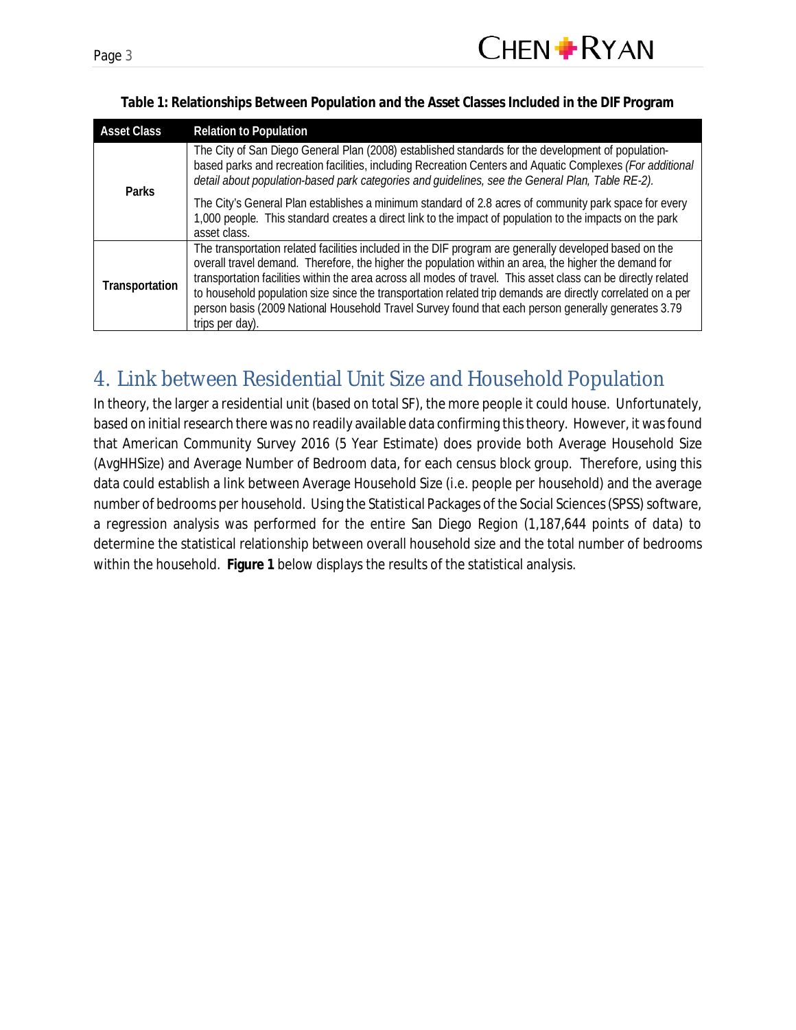**Table 1: Relationships Between Population and the Asset Classes Included in the DIF Program**

| Asset Class | Relation to Population |
|---|---|
| **Parks** | The City of San Diego General Plan (2008) established standards for the development of population-based parks and recreation facilities, including Recreation Centers and Aquatic Complexes *(For additional detail about population-based park categories and guidelines, see the General Plan, Table RE-2).* The City's General Plan establishes a minimum standard of 2.8 acres of community park space for every 1,000 people. This standard creates a direct link to the impact of population to the impacts on the park asset class. |
| **Transportation** | The transportation related facilities included in the DIF program are generally developed based on the overall travel demand. Therefore, the higher the population within an area, the higher the demand for transportation facilities within the area across all modes of travel. This asset class can be directly related to household population size since the transportation related trip demands are directly correlated on a per person basis (2009 National Household Travel Survey found that each person generally generates 3.79 trips per day). |

# 4. Link between Residential Unit Size and Household Population

In theory, the larger a residential unit (based on total SF), the more people it could house. Unfortunately, based on initial research there was no readily available data confirming this theory. However, it was found that American Community Survey 2016 (5 Year Estimate) does provide both Average Household Size (AvgHHSize) and Average Number of Bedroom data, for each census block group. Therefore, using this data could establish a link between Average Household Size (i.e. people per household) and the average number of bedrooms per household. Using the Statistical Packages of the Social Sciences (SPSS) software, a regression analysis was performed for the entire San Diego Region (1,187,644 points of data) to determine the statistical relationship between overall household size and the total number of bedrooms within the household. **Figure 1** below displays the results of the statistical analysis.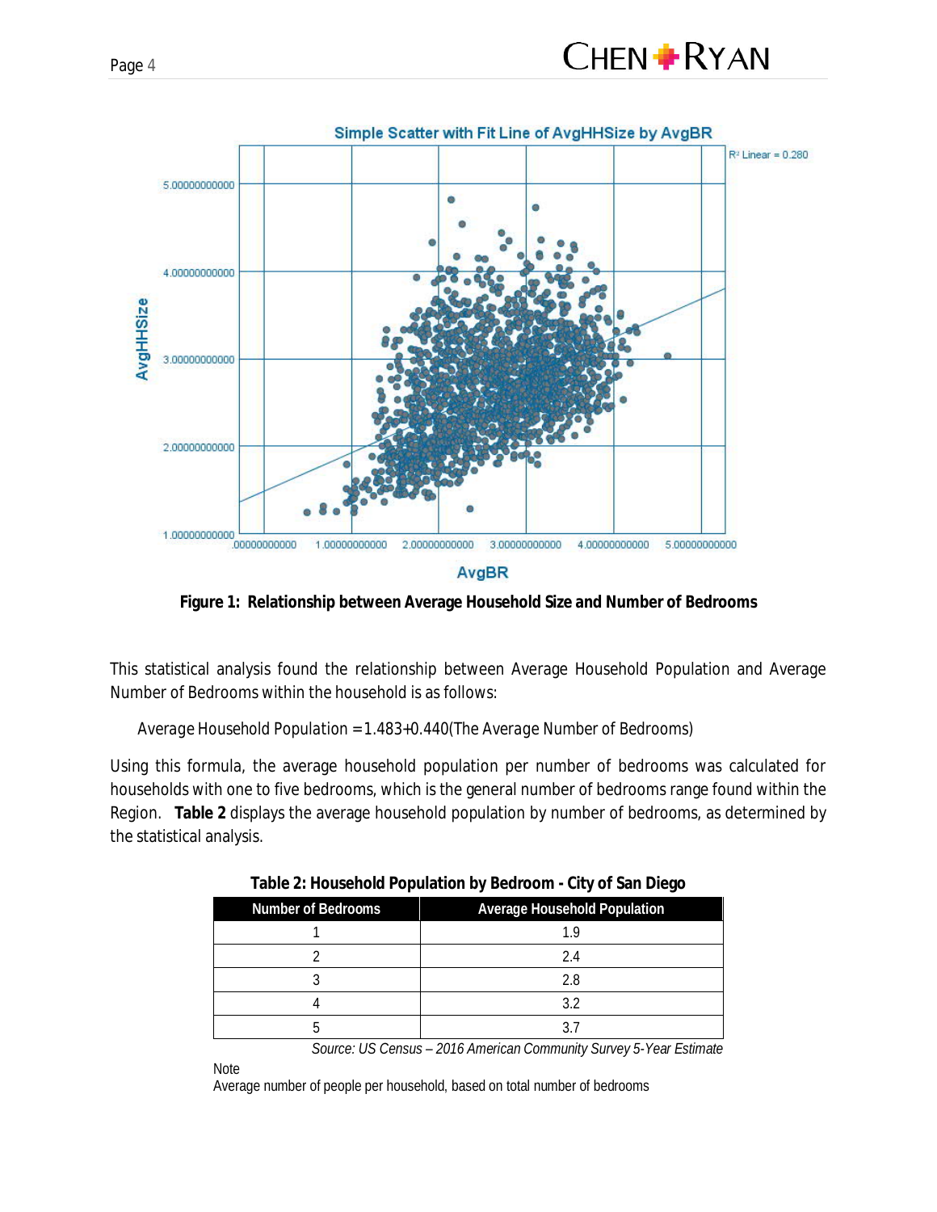Figure 1: Relationship between Average Household Size and Number of Bedrooms

This statistical analysis found the relationship between Average Household Population and Average Number of Bedrooms within the household is as follows:

Average Household Population = 1.483+0.440(The Average Number of Bedrooms)

Using this formula, the average household population per number of bedrooms was calculated for households with one to five bedrooms, which is the general number of bedrooms range found within the Region. **Table 2** displays the average household population by number of bedrooms, as determined by the statistical analysis.

**Table 2: Household Population by Bedroom - City of San Diego**

| Number of Bedrooms | Average Household Population |
|---|---|
| 1 | 1.9 |
| 2 | 2.4 |
| 3 | 2.8 |
| 4 | 3.2 |
| 5 | 3.7 |

*Source: US Census – 2016 American Community Survey 5-Year Estimate*

Note
Average number of people per household, based on total number of bedrooms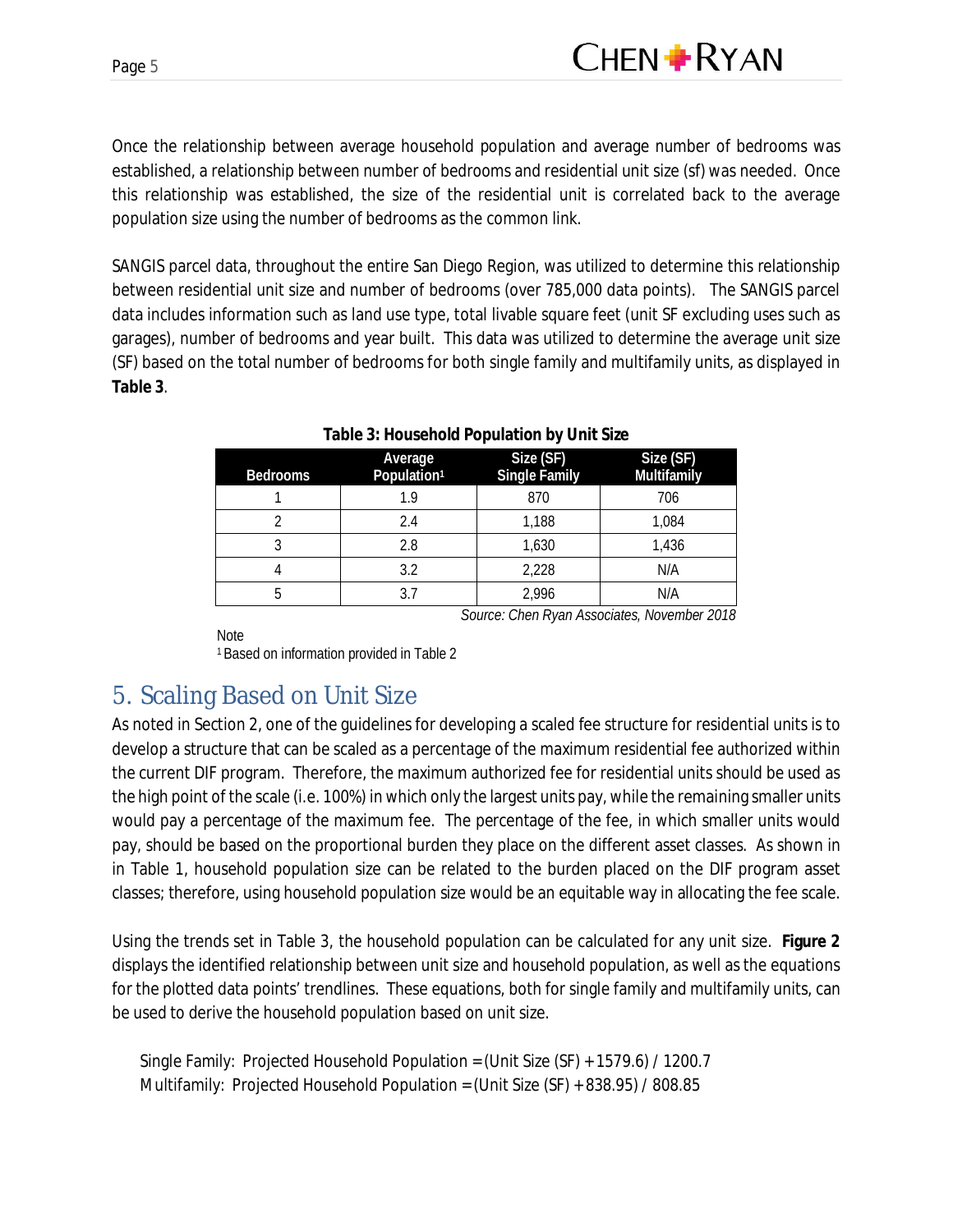Once the relationship between average household population and average number of bedrooms was established, a relationship between number of bedrooms and residential unit size (sf) was needed. Once this relationship was established, the size of the residential unit is correlated back to the average population size using the number of bedrooms as the common link.

SANGIS parcel data, throughout the entire San Diego Region, was utilized to determine this relationship between residential unit size and number of bedrooms (over 785,000 data points). The SANGIS parcel data includes information such as land use type, total livable square feet (unit SF excluding uses such as garages), number of bedrooms and year built. This data was utilized to determine the average unit size (SF) based on the total number of bedrooms for both single family and multifamily units, as displayed in **Table 3**.

**Table 3: Household Population by Unit Size**

| Bedrooms | Average Population[1] | Size (SF) Single Family | Size (SF) Multifamily |
|---|---|---|---|
| 1 | 1.9 | 870 | 706 |
| 2 | 2.4 | 1,188 | 1,084 |
| 3 | 2.8 | 1,630 | 1,436 |
| 4 | 3.2 | 2,228 | N/A |
| 5 | 3.7 | 2,996 | N/A |

*Source: Chen Ryan Associates, November 2018*

Note
[1] Based on information provided in Table 2

## 5. Scaling Based on Unit Size

As noted in Section 2, one of the guidelines for developing a scaled fee structure for residential units is to develop a structure that can be scaled as a percentage of the maximum residential fee authorized within the current DIF program. Therefore, the maximum authorized fee for residential units should be used as the high point of the scale (i.e. 100%) in which only the largest units pay, while the remaining smaller units would pay a percentage of the maximum fee. The percentage of the fee, in which smaller units would pay, should be based on the proportional burden they place on the different asset classes. As shown in in Table 1, household population size can be related to the burden placed on the DIF program asset classes; therefore, using household population size would be an equitable way in allocating the fee scale.

Using the trends set in Table 3, the household population can be calculated for any unit size. **Figure 2** displays the identified relationship between unit size and household population, as well as the equations for the plotted data points' trendlines. These equations, both for single family and multifamily units, can be used to derive the household population based on unit size.

Single Family: Projected Household Population = (Unit Size (SF) + 1579.6) / 1200.7
Multifamily: Projected Household Population = (Unit Size (SF) + 838.95) / 808.85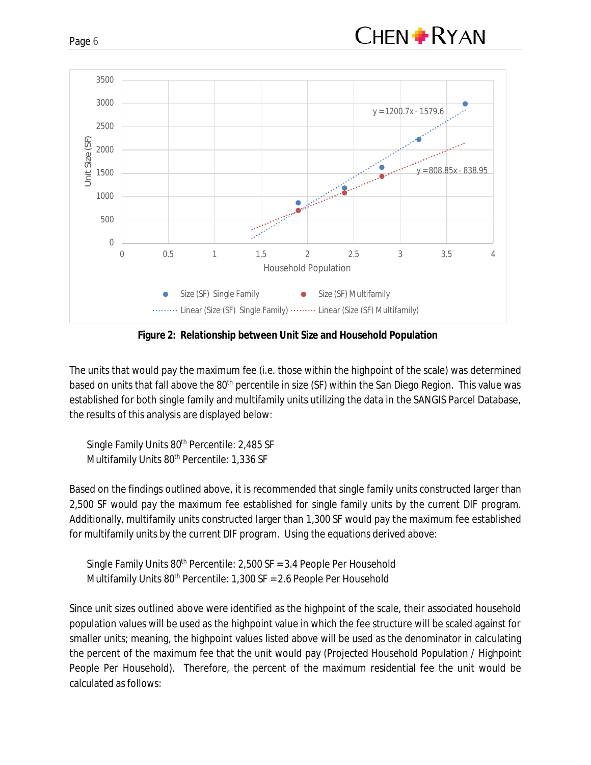**Figure 2: Relationship between Unit Size and Household Population**

The units that would pay the maximum fee (i.e. those within the highpoint of the scale) was determined based on units that fall above the 80th percentile in size (SF) within the San Diego Region. This value was established for both single family and multifamily units utilizing the data in the SANGIS Parcel Database, the results of this analysis are displayed below:

Single Family Units 80th Percentile: 2,485 SF
Multifamily Units 80th Percentile: 1,336 SF

Based on the findings outlined above, it is recommended that single family units constructed larger than 2,500 SF would pay the maximum fee established for single family units by the current DIF program. Additionally, multifamily units constructed larger than 1,300 SF would pay the maximum fee established for multifamily units by the current DIF program. Using the equations derived above:

Single Family Units 80th Percentile: 2,500 SF = 3.4 People Per Household
Multifamily Units 80th Percentile: 1,300 SF = 2.6 People Per Household

Since unit sizes outlined above were identified as the highpoint of the scale, their associated household population values will be used as the highpoint value in which the fee structure will be scaled against for smaller units; meaning, the highpoint values listed above will be used as the denominator in calculating the percent of the maximum fee that the unit would pay (Projected Household Population / Highpoint People Per Household). Therefore, the percent of the maximum residential fee the unit would be calculated as follows: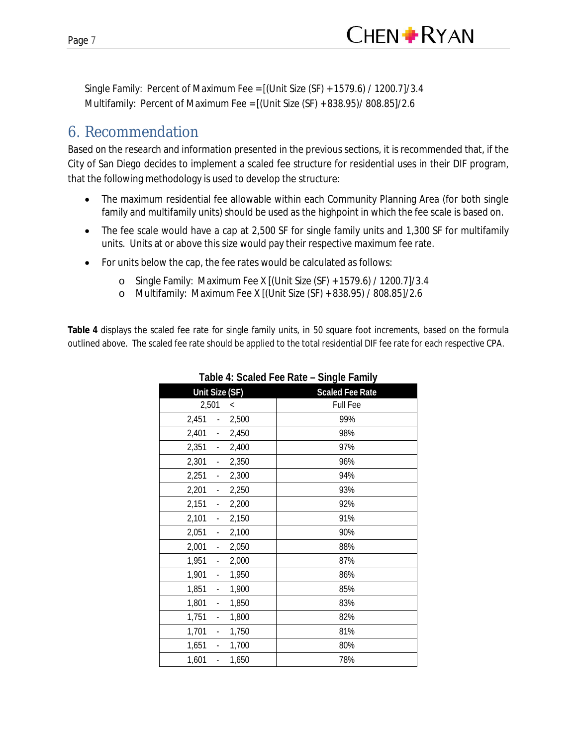Single Family: Percent of Maximum Fee = [(Unit Size (SF) + 1579.6) / 1200.7]/3.4
Multifamily: Percent of Maximum Fee = [(Unit Size (SF) + 838.95)/ 808.85]/2.6

## 6. Recommendation

Based on the research and information presented in the previous sections, it is recommended that, if the City of San Diego decides to implement a scaled fee structure for residential uses in their DIF program, that the following methodology is used to develop the structure:

- The maximum residential fee allowable within each Community Planning Area (for both single family and multifamily units) should be used as the highpoint in which the fee scale is based on.
- The fee scale would have a cap at 2,500 SF for single family units and 1,300 SF for multifamily units. Units at or above this size would pay their respective maximum fee rate.
- For units below the cap, the fee rates would be calculated as follows:
  - Single Family: Maximum Fee X [(Unit Size (SF) + 1579.6) / 1200.7]/3.4
  - Multifamily: Maximum Fee X [(Unit Size (SF) + 838.95) / 808.85]/2.6

**Table 4** displays the scaled fee rate for single family units, in 50 square foot increments, based on the formula outlined above. The scaled fee rate should be applied to the total residential DIF fee rate for each respective CPA.

**Table 4: Scaled Fee Rate – Single Family**

| Unit Size (SF) | Scaled Fee Rate |
|---|---|
| 2,501 < | Full Fee |
| 2,451 - 2,500 | 99% |
| 2,401 - 2,450 | 98% |
| 2,351 - 2,400 | 97% |
| 2,301 - 2,350 | 96% |
| 2,251 - 2,300 | 94% |
| 2,201 - 2,250 | 93% |
| 2,151 - 2,200 | 92% |
| 2,101 - 2,150 | 91% |
| 2,051 - 2,100 | 90% |
| 2,001 - 2,050 | 88% |
| 1,951 - 2,000 | 87% |
| 1,901 - 1,950 | 86% |
| 1,851 - 1,900 | 85% |
| 1,801 - 1,850 | 83% |
| 1,751 - 1,800 | 82% |
| 1,701 - 1,750 | 81% |
| 1,651 - 1,700 | 80% |
| 1,601 - 1,650 | 78% |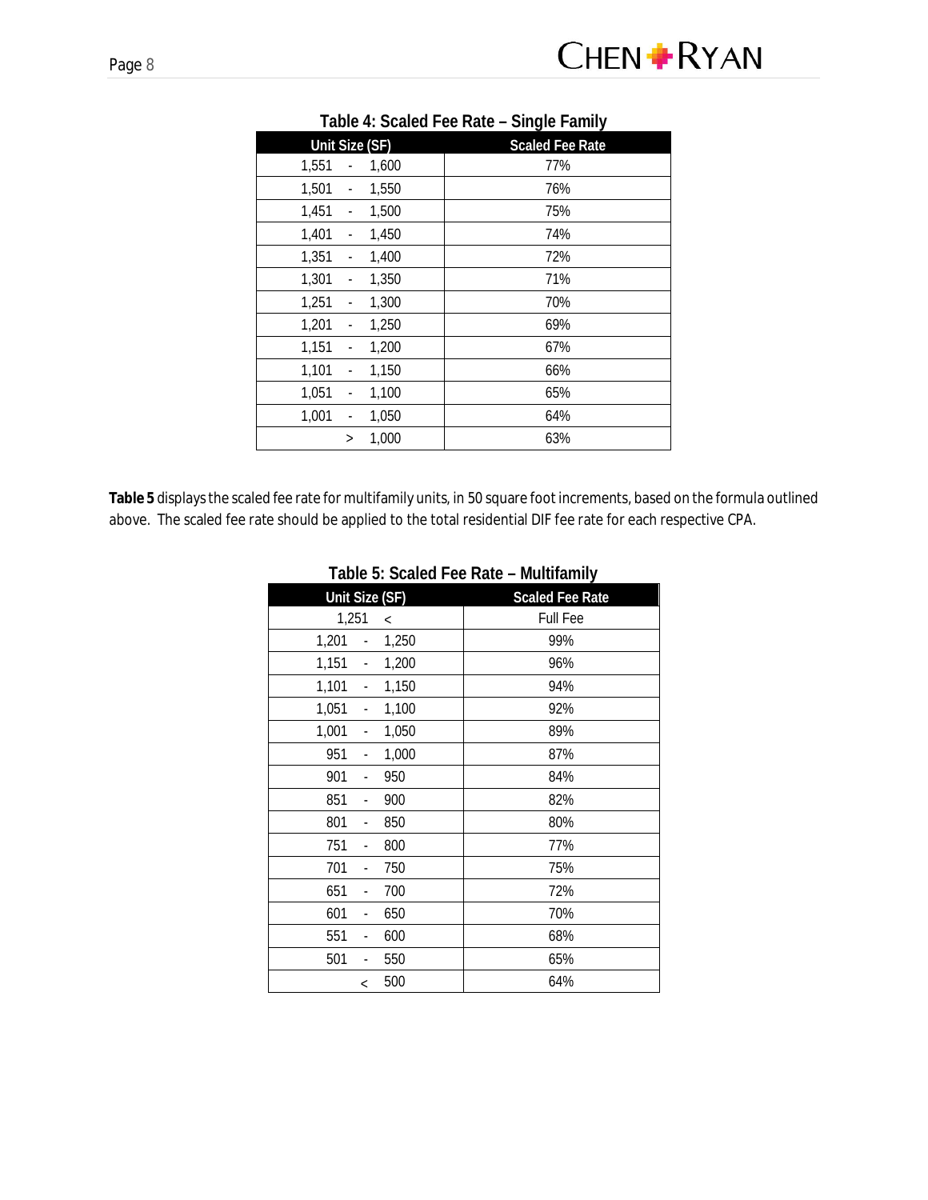**Table 4: Scaled Fee Rate – Single Family**

| Unit Size (SF) | Scaled Fee Rate |
|---|---|
| 1,551 - 1,600 | 77% |
| 1,501 - 1,550 | 76% |
| 1,451 - 1,500 | 75% |
| 1,401 - 1,450 | 74% |
| 1,351 - 1,400 | 72% |
| 1,301 - 1,350 | 71% |
| 1,251 - 1,300 | 70% |
| 1,201 - 1,250 | 69% |
| 1,151 - 1,200 | 67% |
| 1,101 - 1,150 | 66% |
| 1,051 - 1,100 | 65% |
| 1,001 - 1,050 | 64% |
| > 1,000 | 63% |

**Table 5** displays the scaled fee rate for multifamily units, in 50 square foot increments, based on the formula outlined above. The scaled fee rate should be applied to the total residential DIF fee rate for each respective CPA.

**Table 5: Scaled Fee Rate – Multifamily**

| Unit Size (SF) | Scaled Fee Rate |
|---|---|
| 1,251 < | Full Fee |
| 1,201 - 1,250 | 99% |
| 1,151 - 1,200 | 96% |
| 1,101 - 1,150 | 94% |
| 1,051 - 1,100 | 92% |
| 1,001 - 1,050 | 89% |
| 951 - 1,000 | 87% |
| 901 - 950 | 84% |
| 851 - 900 | 82% |
| 801 - 850 | 80% |
| 751 - 800 | 77% |
| 701 - 750 | 75% |
| 651 - 700 | 72% |
| 601 - 650 | 70% |
| 551 - 600 | 68% |
| 501 - 550 | 65% |
| < 500 | 64% |